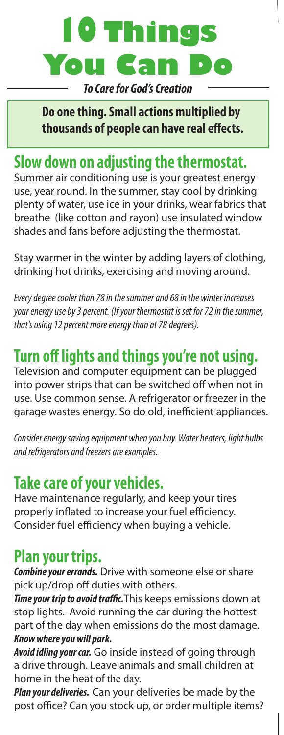# 10 Things You Can Do

***To Care for God's Creation***

**Do one thing. Small actions multiplied by thousands of people can have real effects.**

## Slow down on adjusting the thermostat.

Summer air conditioning use is your greatest energy use, year round. In the summer, stay cool by drinking plenty of water, use ice in your drinks, wear fabrics that breathe (like cotton and rayon) use insulated window shades and fans before adjusting the thermostat.

Stay warmer in the winter by adding layers of clothing, drinking hot drinks, exercising and moving around.

*Every degree cooler than 78 in the summer and 68 in the winter increases your energy use by 3 percent. (If your thermostat is set for 72 in the summer, that's using 12 percent more energy than at 78 degrees).*

## Turn off lights and things you're not using.

Television and computer equipment can be plugged into power strips that can be switched off when not in use. Use common sense. A refrigerator or freezer in the garage wastes energy. So do old, inefficient appliances.

*Consider energy saving equipment when you buy. Water heaters, light bulbs and refrigerators and freezers are examples.*

## Take care of your vehicles.

Have maintenance regularly, and keep your tires properly inflated to increase your fuel efficiency. Consider fuel efficiency when buying a vehicle.

## Plan your trips.

***Combine your errands.*** Drive with someone else or share pick up/drop off duties with others.

***Time your trip to avoid traffic.*** This keeps emissions down at stop lights. Avoid running the car during the hottest part of the day when emissions do the most damage.

***Know where you will park.***

***Avoid idling your car.*** Go inside instead of going through a drive through. Leave animals and small children at home in the heat of the day.

***Plan your deliveries.*** Can your deliveries be made by the post office? Can you stock up, or order multiple items?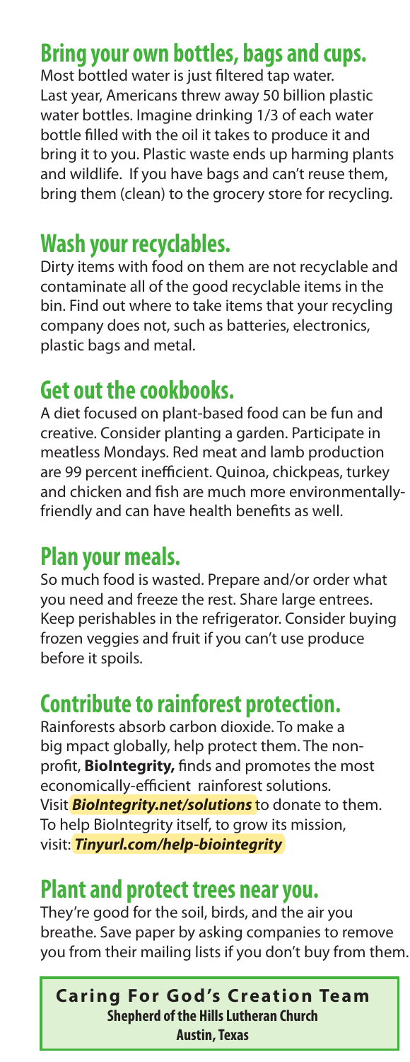## Bring your own bottles, bags and cups.

Most bottled water is just filtered tap water. Last year, Americans threw away 50 billion plastic water bottles. Imagine drinking 1/3 of each water bottle filled with the oil it takes to produce it and bring it to you. Plastic waste ends up harming plants and wildlife. If you have bags and can't reuse them, bring them (clean) to the grocery store for recycling.

## Wash your recyclables.

Dirty items with food on them are not recyclable and contaminate all of the good recyclable items in the bin. Find out where to take items that your recycling company does not, such as batteries, electronics, plastic bags and metal.

## Get out the cookbooks.

A diet focused on plant-based food can be fun and creative. Consider planting a garden. Participate in meatless Mondays. Red meat and lamb production are 99 percent inefficient. Quinoa, chickpeas, turkey and chicken and fish are much more environmentally-friendly and can have health benefits as well.

## Plan your meals.

So much food is wasted. Prepare and/or order what you need and freeze the rest. Share large entrees. Keep perishables in the refrigerator. Consider buying frozen veggies and fruit if you can't use produce before it spoils.

## Contribute to rainforest protection.

Rainforests absorb carbon dioxide. To make a big mpact globally, help protect them. The non-profit, **BioIntegrity,** finds and promotes the most economically-efficient rainforest solutions. Visit ***BioIntegrity.net/solutions*** to donate to them. To help BioIntegrity itself, to grow its mission, visit: ***Tinyurl.com/help-biointegrity***

## Plant and protect trees near you.

They're good for the soil, birds, and the air you breathe. Save paper by asking companies to remove you from their mailing lists if you don't buy from them.

**Caring For God's Creation Team**
**Shepherd of the Hills Lutheran Church**
**Austin, Texas**